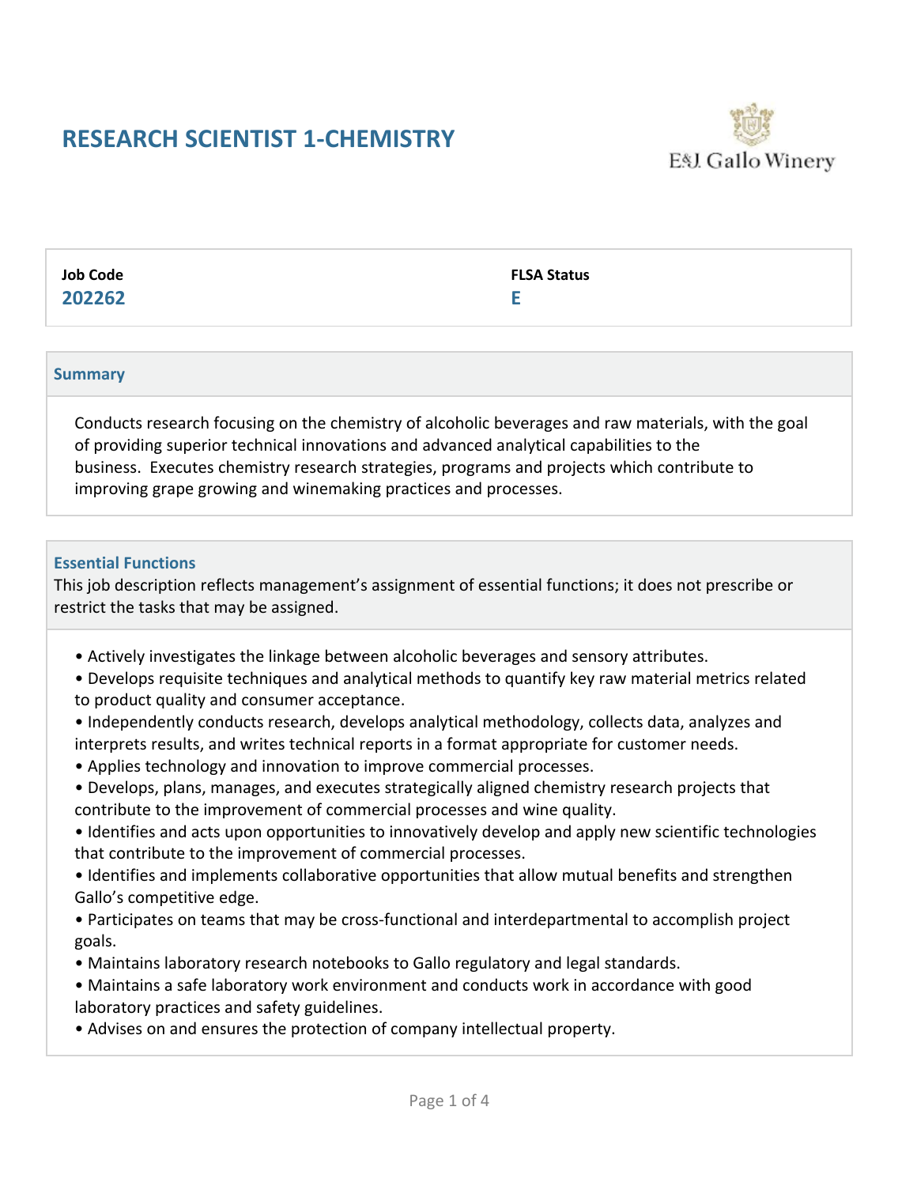# RESEARCH SCIENTIST 1-CHEMISTRY

E&J Gallo Winery

| Job Code | FLSA Status |
| --- | --- |
| **202262** | **E** |

## Summary

Conducts research focusing on the chemistry of alcoholic beverages and raw materials, with the goal of providing superior technical innovations and advanced analytical capabilities to the business. Executes chemistry research strategies, programs and projects which contribute to improving grape growing and winemaking practices and processes.

## Essential Functions

This job description reflects management's assignment of essential functions; it does not prescribe or restrict the tasks that may be assigned.

- Actively investigates the linkage between alcoholic beverages and sensory attributes.
- Develops requisite techniques and analytical methods to quantify key raw material metrics related to product quality and consumer acceptance.
- Independently conducts research, develops analytical methodology, collects data, analyzes and interprets results, and writes technical reports in a format appropriate for customer needs.
- Applies technology and innovation to improve commercial processes.
- Develops, plans, manages, and executes strategically aligned chemistry research projects that contribute to the improvement of commercial processes and wine quality.
- Identifies and acts upon opportunities to innovatively develop and apply new scientific technologies that contribute to the improvement of commercial processes.
- Identifies and implements collaborative opportunities that allow mutual benefits and strengthen Gallo's competitive edge.
- Participates on teams that may be cross-functional and interdepartmental to accomplish project goals.
- Maintains laboratory research notebooks to Gallo regulatory and legal standards.
- Maintains a safe laboratory work environment and conducts work in accordance with good laboratory practices and safety guidelines.
- Advises on and ensures the protection of company intellectual property.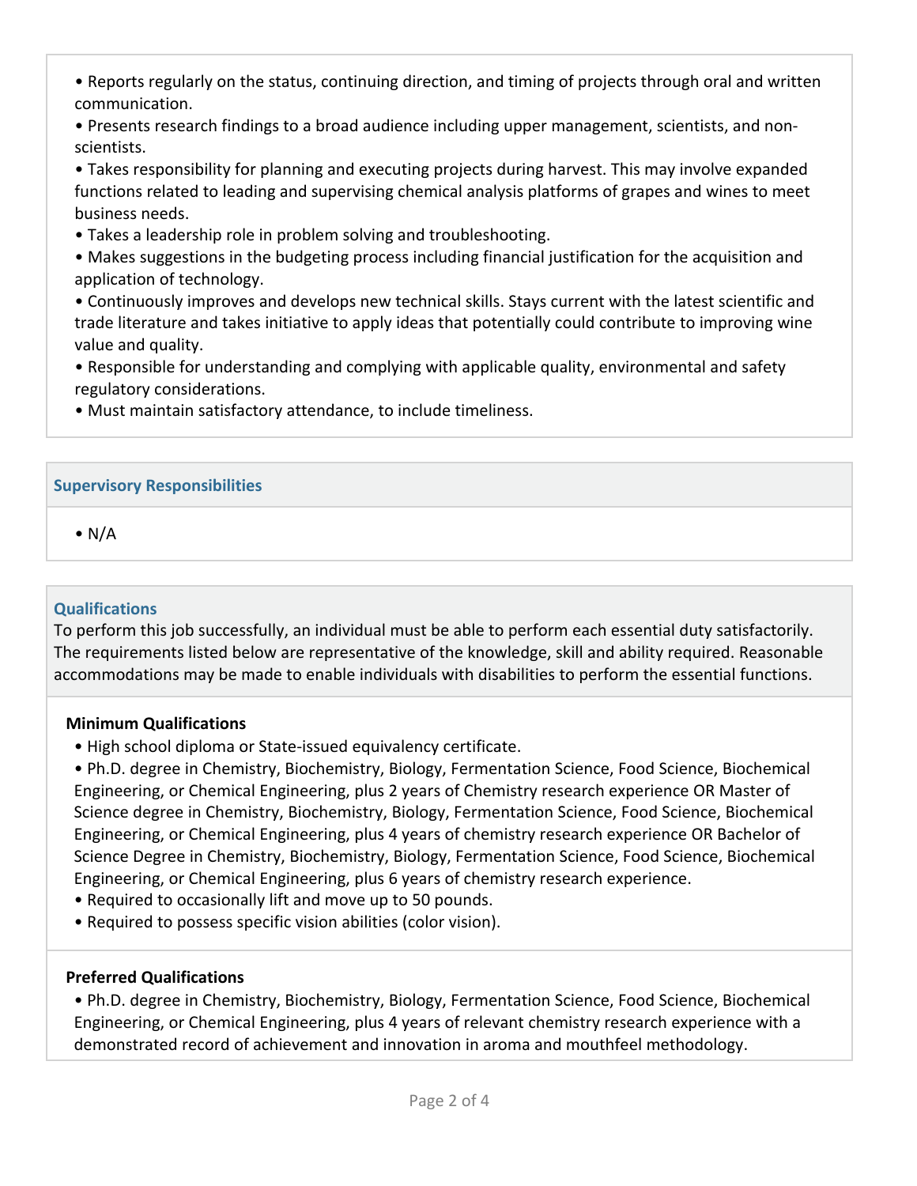• Reports regularly on the status, continuing direction, and timing of projects through oral and written communication.
• Presents research findings to a broad audience including upper management, scientists, and non-scientists.
• Takes responsibility for planning and executing projects during harvest. This may involve expanded functions related to leading and supervising chemical analysis platforms of grapes and wines to meet business needs.
• Takes a leadership role in problem solving and troubleshooting.
• Makes suggestions in the budgeting process including financial justification for the acquisition and application of technology.
• Continuously improves and develops new technical skills. Stays current with the latest scientific and trade literature and takes initiative to apply ideas that potentially could contribute to improving wine value and quality.
• Responsible for understanding and complying with applicable quality, environmental and safety regulatory considerations.
• Must maintain satisfactory attendance, to include timeliness.

## Supervisory Responsibilities

• N/A

## Qualifications

To perform this job successfully, an individual must be able to perform each essential duty satisfactorily. The requirements listed below are representative of the knowledge, skill and ability required. Reasonable accommodations may be made to enable individuals with disabilities to perform the essential functions.

### Minimum Qualifications

• High school diploma or State-issued equivalency certificate.
• Ph.D. degree in Chemistry, Biochemistry, Biology, Fermentation Science, Food Science, Biochemical Engineering, or Chemical Engineering, plus 2 years of Chemistry research experience OR Master of Science degree in Chemistry, Biochemistry, Biology, Fermentation Science, Food Science, Biochemical Engineering, or Chemical Engineering, plus 4 years of chemistry research experience OR Bachelor of Science Degree in Chemistry, Biochemistry, Biology, Fermentation Science, Food Science, Biochemical Engineering, or Chemical Engineering, plus 6 years of chemistry research experience.
• Required to occasionally lift and move up to 50 pounds.
• Required to possess specific vision abilities (color vision).

### Preferred Qualifications

• Ph.D. degree in Chemistry, Biochemistry, Biology, Fermentation Science, Food Science, Biochemical Engineering, or Chemical Engineering, plus 4 years of relevant chemistry research experience with a demonstrated record of achievement and innovation in aroma and mouthfeel methodology.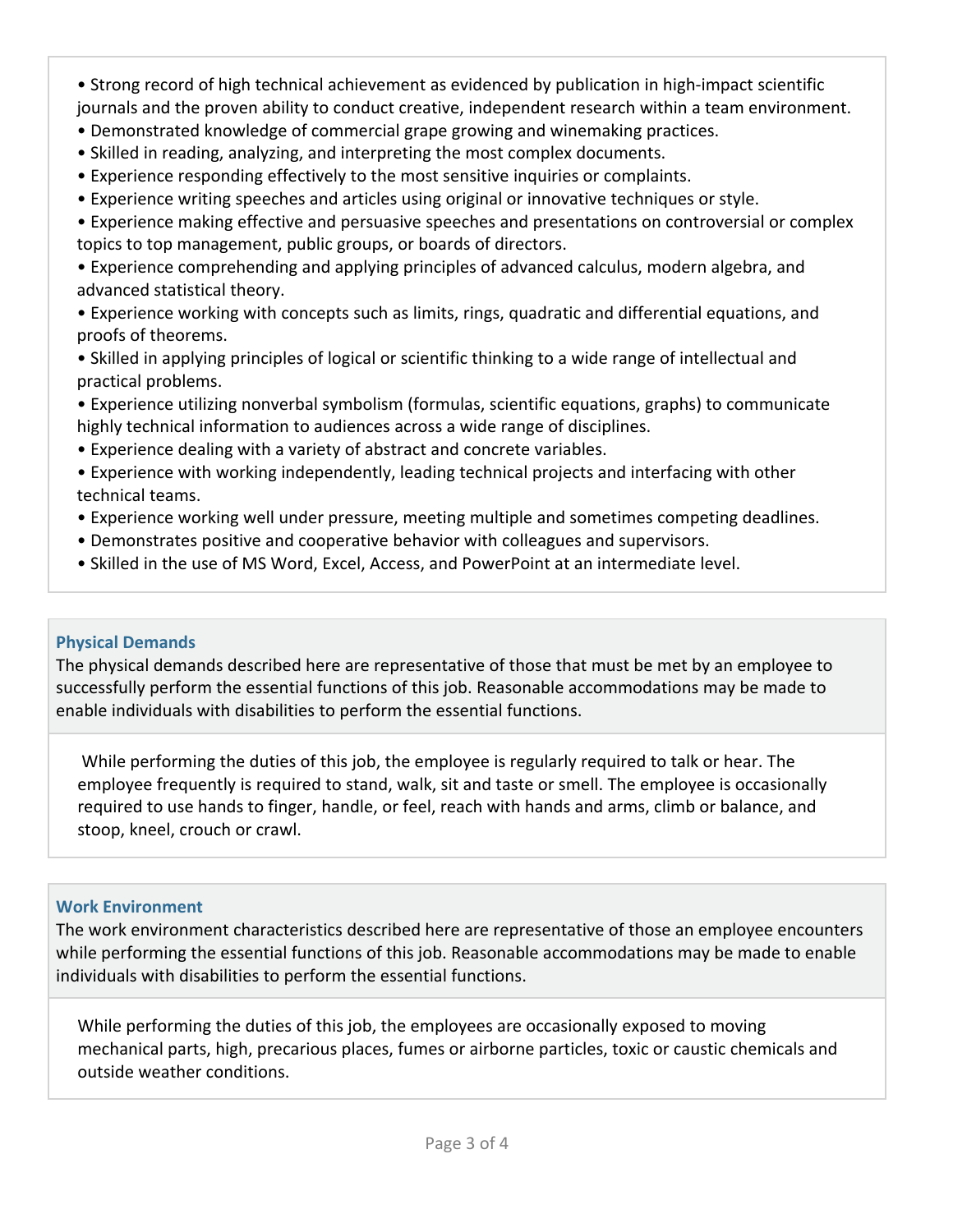- Strong record of high technical achievement as evidenced by publication in high-impact scientific journals and the proven ability to conduct creative, independent research within a team environment.
- Demonstrated knowledge of commercial grape growing and winemaking practices.
- Skilled in reading, analyzing, and interpreting the most complex documents.
- Experience responding effectively to the most sensitive inquiries or complaints.
- Experience writing speeches and articles using original or innovative techniques or style.
- Experience making effective and persuasive speeches and presentations on controversial or complex topics to top management, public groups, or boards of directors.
- Experience comprehending and applying principles of advanced calculus, modern algebra, and advanced statistical theory.
- Experience working with concepts such as limits, rings, quadratic and differential equations, and proofs of theorems.
- Skilled in applying principles of logical or scientific thinking to a wide range of intellectual and practical problems.
- Experience utilizing nonverbal symbolism (formulas, scientific equations, graphs) to communicate highly technical information to audiences across a wide range of disciplines.
- Experience dealing with a variety of abstract and concrete variables.
- Experience with working independently, leading technical projects and interfacing with other technical teams.
- Experience working well under pressure, meeting multiple and sometimes competing deadlines.
- Demonstrates positive and cooperative behavior with colleagues and supervisors.
- Skilled in the use of MS Word, Excel, Access, and PowerPoint at an intermediate level.

## Physical Demands

The physical demands described here are representative of those that must be met by an employee to successfully perform the essential functions of this job. Reasonable accommodations may be made to enable individuals with disabilities to perform the essential functions.

While performing the duties of this job, the employee is regularly required to talk or hear. The employee frequently is required to stand, walk, sit and taste or smell. The employee is occasionally required to use hands to finger, handle, or feel, reach with hands and arms, climb or balance, and stoop, kneel, crouch or crawl.

## Work Environment

The work environment characteristics described here are representative of those an employee encounters while performing the essential functions of this job. Reasonable accommodations may be made to enable individuals with disabilities to perform the essential functions.

While performing the duties of this job, the employees are occasionally exposed to moving mechanical parts, high, precarious places, fumes or airborne particles, toxic or caustic chemicals and outside weather conditions.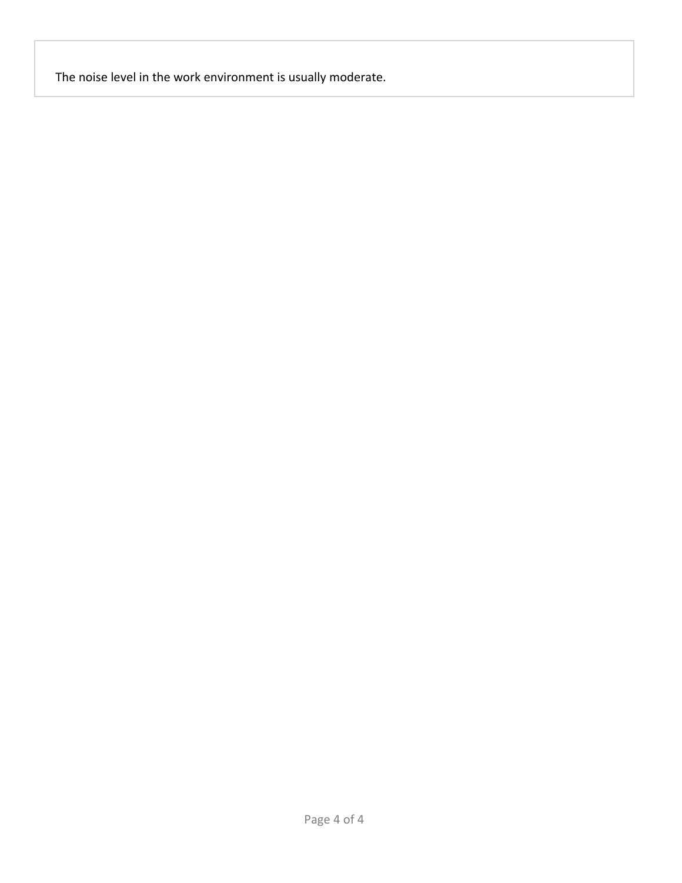The noise level in the work environment is usually moderate.